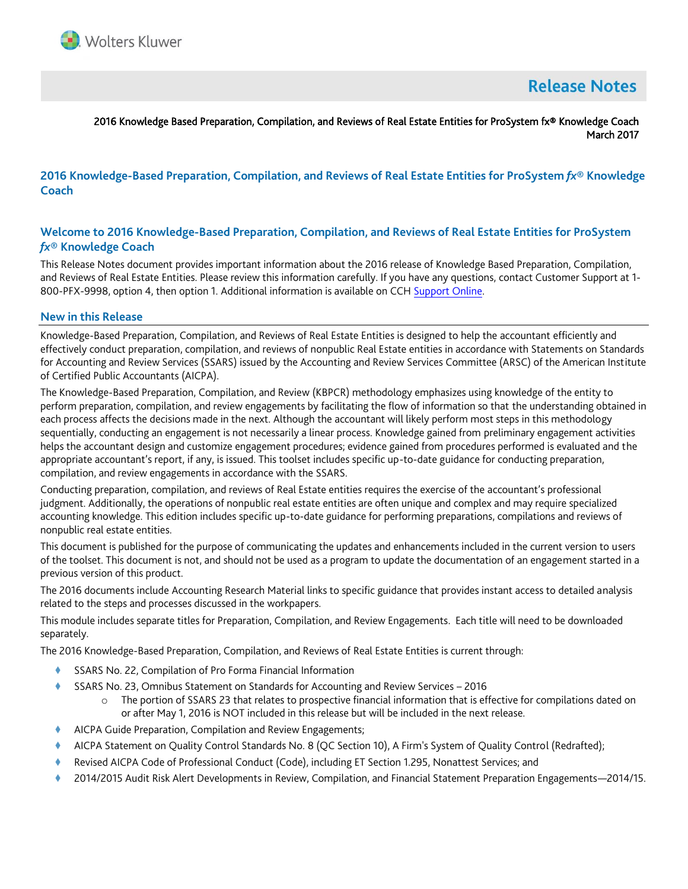# Release Notes

2016 Knowledge Based Preparation, Compilation, and Reviews of Real Estate Entities for ProSystem fx® Knowledge Coach
March 2017

## 2016 Knowledge-Based Preparation, Compilation, and Reviews of Real Estate Entities for ProSystem *fx*® Knowledge Coach

## Welcome to 2016 Knowledge-Based Preparation, Compilation, and Reviews of Real Estate Entities for ProSystem *fx*® Knowledge Coach

This Release Notes document provides important information about the 2016 release of Knowledge Based Preparation, Compilation, and Reviews of Real Estate Entities. Please review this information carefully. If you have any questions, contact Customer Support at 1-800-PFX-9998, option 4, then option 1. Additional information is available on CCH Support Online.

### New in this Release

Knowledge-Based Preparation, Compilation, and Reviews of Real Estate Entities is designed to help the accountant efficiently and effectively conduct preparation, compilation, and reviews of nonpublic Real Estate entities in accordance with Statements on Standards for Accounting and Review Services (SSARS) issued by the Accounting and Review Services Committee (ARSC) of the American Institute of Certified Public Accountants (AICPA).

The Knowledge-Based Preparation, Compilation, and Review (KBPCR) methodology emphasizes using knowledge of the entity to perform preparation, compilation, and review engagements by facilitating the flow of information so that the understanding obtained in each process affects the decisions made in the next. Although the accountant will likely perform most steps in this methodology sequentially, conducting an engagement is not necessarily a linear process. Knowledge gained from preliminary engagement activities helps the accountant design and customize engagement procedures; evidence gained from procedures performed is evaluated and the appropriate accountant's report, if any, is issued. This toolset includes specific up-to-date guidance for conducting preparation, compilation, and review engagements in accordance with the SSARS.

Conducting preparation, compilation, and reviews of Real Estate entities requires the exercise of the accountant's professional judgment. Additionally, the operations of nonpublic real estate entities are often unique and complex and may require specialized accounting knowledge. This edition includes specific up-to-date guidance for performing preparations, compilations and reviews of nonpublic real estate entities.

This document is published for the purpose of communicating the updates and enhancements included in the current version to users of the toolset. This document is not, and should not be used as a program to update the documentation of an engagement started in a previous version of this product.

The 2016 documents include Accounting Research Material links to specific guidance that provides instant access to detailed analysis related to the steps and processes discussed in the workpapers.

This module includes separate titles for Preparation, Compilation, and Review Engagements. Each title will need to be downloaded separately.

The 2016 Knowledge-Based Preparation, Compilation, and Reviews of Real Estate Entities is current through:

- SSARS No. 22, Compilation of Pro Forma Financial Information
- SSARS No. 23, Omnibus Statement on Standards for Accounting and Review Services – 2016
  - The portion of SSARS 23 that relates to prospective financial information that is effective for compilations dated on or after May 1, 2016 is NOT included in this release but will be included in the next release.
- AICPA Guide Preparation, Compilation and Review Engagements;
- AICPA Statement on Quality Control Standards No. 8 (QC Section 10), A Firm's System of Quality Control (Redrafted);
- Revised AICPA Code of Professional Conduct (Code), including ET Section 1.295, Nonattest Services; and
- 2014/2015 Audit Risk Alert Developments in Review, Compilation, and Financial Statement Preparation Engagements—2014/15.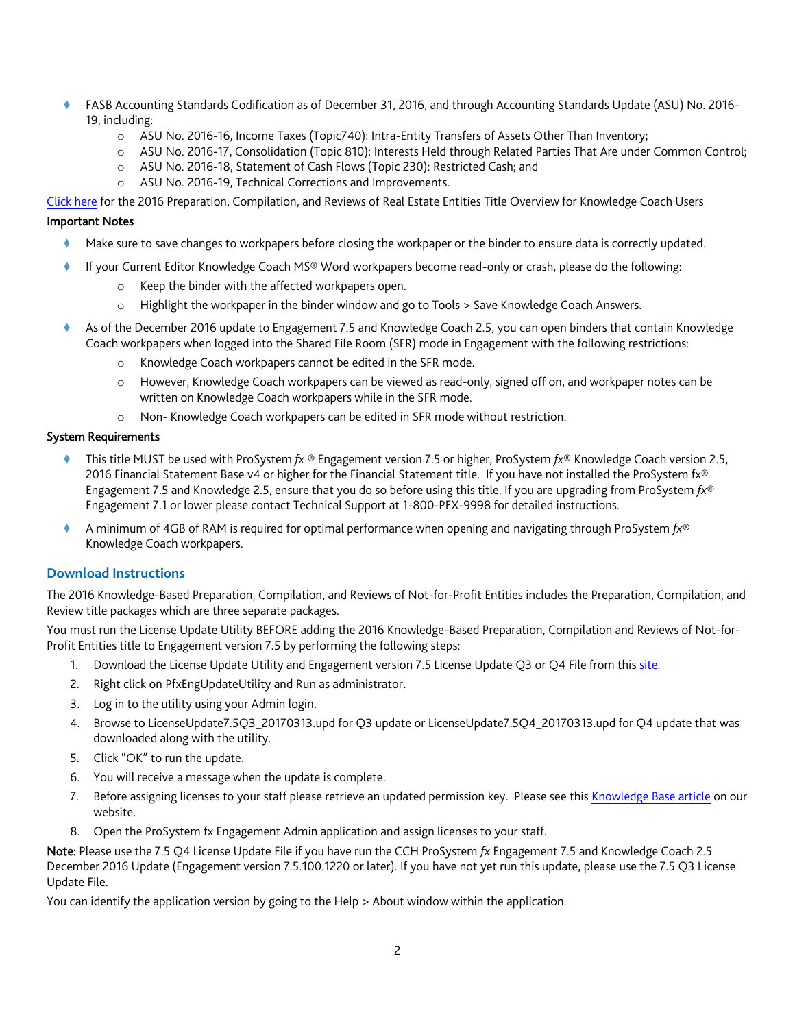- FASB Accounting Standards Codification as of December 31, 2016, and through Accounting Standards Update (ASU) No. 2016-19, including:
  - ASU No. 2016-16, Income Taxes (Topic740): Intra-Entity Transfers of Assets Other Than Inventory;
  - ASU No. 2016-17, Consolidation (Topic 810): Interests Held through Related Parties That Are under Common Control;
  - ASU No. 2016-18, Statement of Cash Flows (Topic 230): Restricted Cash; and
  - ASU No. 2016-19, Technical Corrections and Improvements.

[Click here](#) for the 2016 Preparation, Compilation, and Reviews of Real Estate Entities Title Overview for Knowledge Coach Users

**Important Notes**

- Make sure to save changes to workpapers before closing the workpaper or the binder to ensure data is correctly updated.
- If your Current Editor Knowledge Coach MS® Word workpapers become read-only or crash, please do the following:
  - Keep the binder with the affected workpapers open.
  - Highlight the workpaper in the binder window and go to Tools > Save Knowledge Coach Answers.
- As of the December 2016 update to Engagement 7.5 and Knowledge Coach 2.5, you can open binders that contain Knowledge Coach workpapers when logged into the Shared File Room (SFR) mode in Engagement with the following restrictions:
  - Knowledge Coach workpapers cannot be edited in the SFR mode.
  - However, Knowledge Coach workpapers can be viewed as read-only, signed off on, and workpaper notes can be written on Knowledge Coach workpapers while in the SFR mode.
  - Non- Knowledge Coach workpapers can be edited in SFR mode without restriction.

**System Requirements**

- This title MUST be used with ProSystem *fx* ® Engagement version 7.5 or higher, ProSystem *fx*® Knowledge Coach version 2.5, 2016 Financial Statement Base v4 or higher for the Financial Statement title. If you have not installed the ProSystem fx® Engagement 7.5 and Knowledge 2.5, ensure that you do so before using this title. If you are upgrading from ProSystem *fx*® Engagement 7.1 or lower please contact Technical Support at 1-800-PFX-9998 for detailed instructions.
- A minimum of 4GB of RAM is required for optimal performance when opening and navigating through ProSystem *fx*® Knowledge Coach workpapers.

## Download Instructions

The 2016 Knowledge-Based Preparation, Compilation, and Reviews of Not-for-Profit Entities includes the Preparation, Compilation, and Review title packages which are three separate packages.

You must run the License Update Utility BEFORE adding the 2016 Knowledge-Based Preparation, Compilation and Reviews of Not-for-Profit Entities title to Engagement version 7.5 by performing the following steps:

1. Download the License Update Utility and Engagement version 7.5 License Update Q3 or Q4 File from this [site](#).
2. Right click on PfxEngUpdateUtility and Run as administrator.
3. Log in to the utility using your Admin login.
4. Browse to LicenseUpdate7.5Q3_20170313.upd for Q3 update or LicenseUpdate7.5Q4_20170313.upd for Q4 update that was downloaded along with the utility.
5. Click "OK" to run the update.
6. You will receive a message when the update is complete.
7. Before assigning licenses to your staff please retrieve an updated permission key. Please see this [Knowledge Base article](#) on our website.
8. Open the ProSystem fx Engagement Admin application and assign licenses to your staff.

**Note:** Please use the 7.5 Q4 License Update File if you have run the CCH ProSystem *fx* Engagement 7.5 and Knowledge Coach 2.5 December 2016 Update (Engagement version 7.5.100.1220 or later). If you have not yet run this update, please use the 7.5 Q3 License Update File.

You can identify the application version by going to the Help > About window within the application.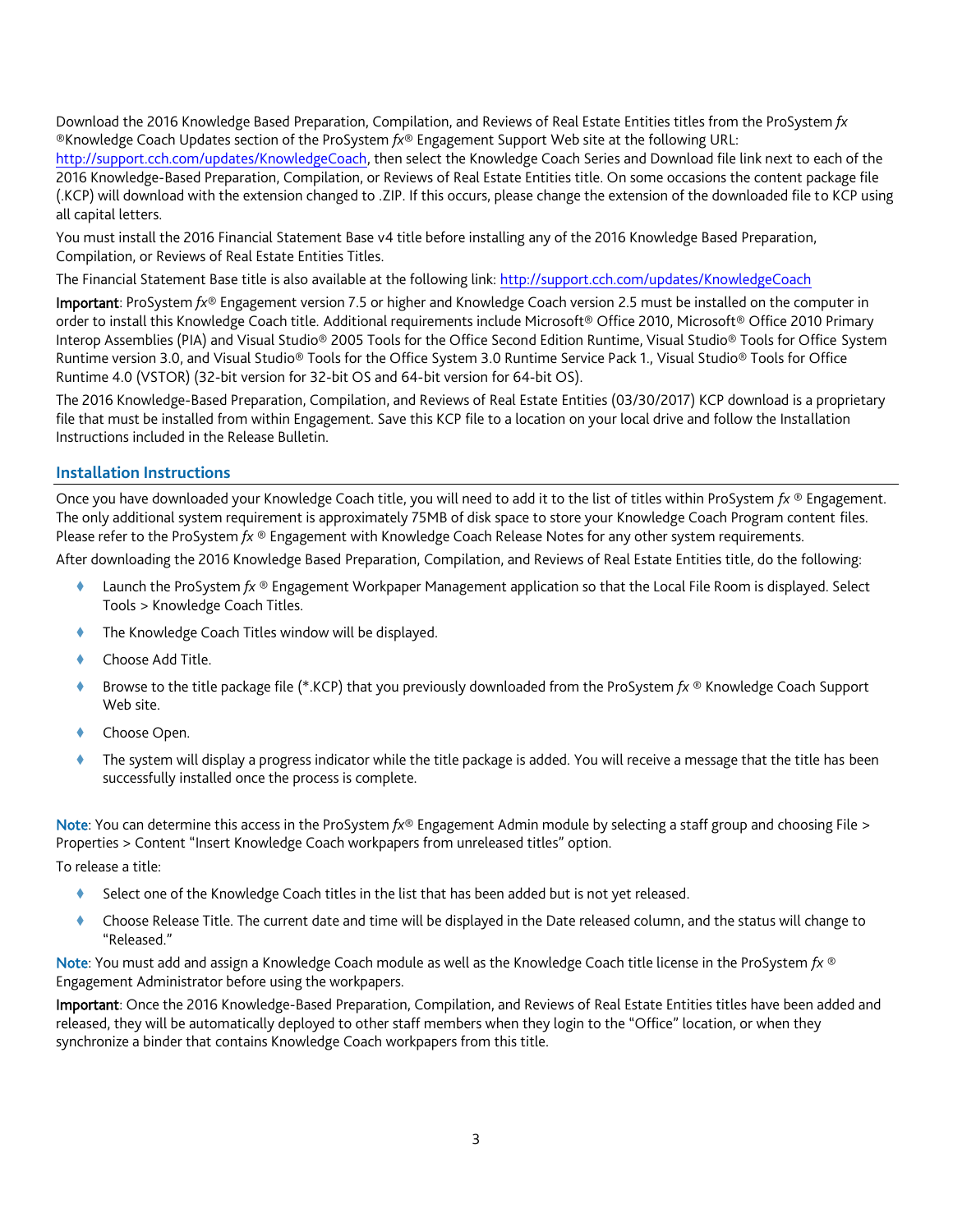Download the 2016 Knowledge Based Preparation, Compilation, and Reviews of Real Estate Entities titles from the ProSystem *fx* ®Knowledge Coach Updates section of the ProSystem *fx*® Engagement Support Web site at the following URL: http://support.cch.com/updates/KnowledgeCoach, then select the Knowledge Coach Series and Download file link next to each of the 2016 Knowledge-Based Preparation, Compilation, or Reviews of Real Estate Entities title. On some occasions the content package file (.KCP) will download with the extension changed to .ZIP. If this occurs, please change the extension of the downloaded file to KCP using all capital letters.

You must install the 2016 Financial Statement Base v4 title before installing any of the 2016 Knowledge Based Preparation, Compilation, or Reviews of Real Estate Entities Titles.

The Financial Statement Base title is also available at the following link: http://support.cch.com/updates/KnowledgeCoach

**Important**: ProSystem *fx*® Engagement version 7.5 or higher and Knowledge Coach version 2.5 must be installed on the computer in order to install this Knowledge Coach title. Additional requirements include Microsoft® Office 2010, Microsoft® Office 2010 Primary Interop Assemblies (PIA) and Visual Studio® 2005 Tools for the Office Second Edition Runtime, Visual Studio® Tools for Office System Runtime version 3.0, and Visual Studio® Tools for the Office System 3.0 Runtime Service Pack 1., Visual Studio® Tools for Office Runtime 4.0 (VSTOR) (32-bit version for 32-bit OS and 64-bit version for 64-bit OS).

The 2016 Knowledge-Based Preparation, Compilation, and Reviews of Real Estate Entities (03/30/2017) KCP download is a proprietary file that must be installed from within Engagement. Save this KCP file to a location on your local drive and follow the Installation Instructions included in the Release Bulletin.

## Installation Instructions

Once you have downloaded your Knowledge Coach title, you will need to add it to the list of titles within ProSystem *fx* ® Engagement. The only additional system requirement is approximately 75MB of disk space to store your Knowledge Coach Program content files. Please refer to the ProSystem *fx* ® Engagement with Knowledge Coach Release Notes for any other system requirements.

After downloading the 2016 Knowledge Based Preparation, Compilation, and Reviews of Real Estate Entities title, do the following:

- Launch the ProSystem *fx* ® Engagement Workpaper Management application so that the Local File Room is displayed. Select Tools > Knowledge Coach Titles.
- The Knowledge Coach Titles window will be displayed.
- Choose Add Title.
- Browse to the title package file (*.KCP) that you previously downloaded from the ProSystem *fx* ® Knowledge Coach Support Web site.
- Choose Open.
- The system will display a progress indicator while the title package is added. You will receive a message that the title has been successfully installed once the process is complete.

**Note**: You can determine this access in the ProSystem *fx*® Engagement Admin module by selecting a staff group and choosing File > Properties > Content "Insert Knowledge Coach workpapers from unreleased titles" option.

To release a title:

- Select one of the Knowledge Coach titles in the list that has been added but is not yet released.
- Choose Release Title. The current date and time will be displayed in the Date released column, and the status will change to "Released."

**Note**: You must add and assign a Knowledge Coach module as well as the Knowledge Coach title license in the ProSystem *fx* ® Engagement Administrator before using the workpapers.

**Important**: Once the 2016 Knowledge-Based Preparation, Compilation, and Reviews of Real Estate Entities titles have been added and released, they will be automatically deployed to other staff members when they login to the "Office" location, or when they synchronize a binder that contains Knowledge Coach workpapers from this title.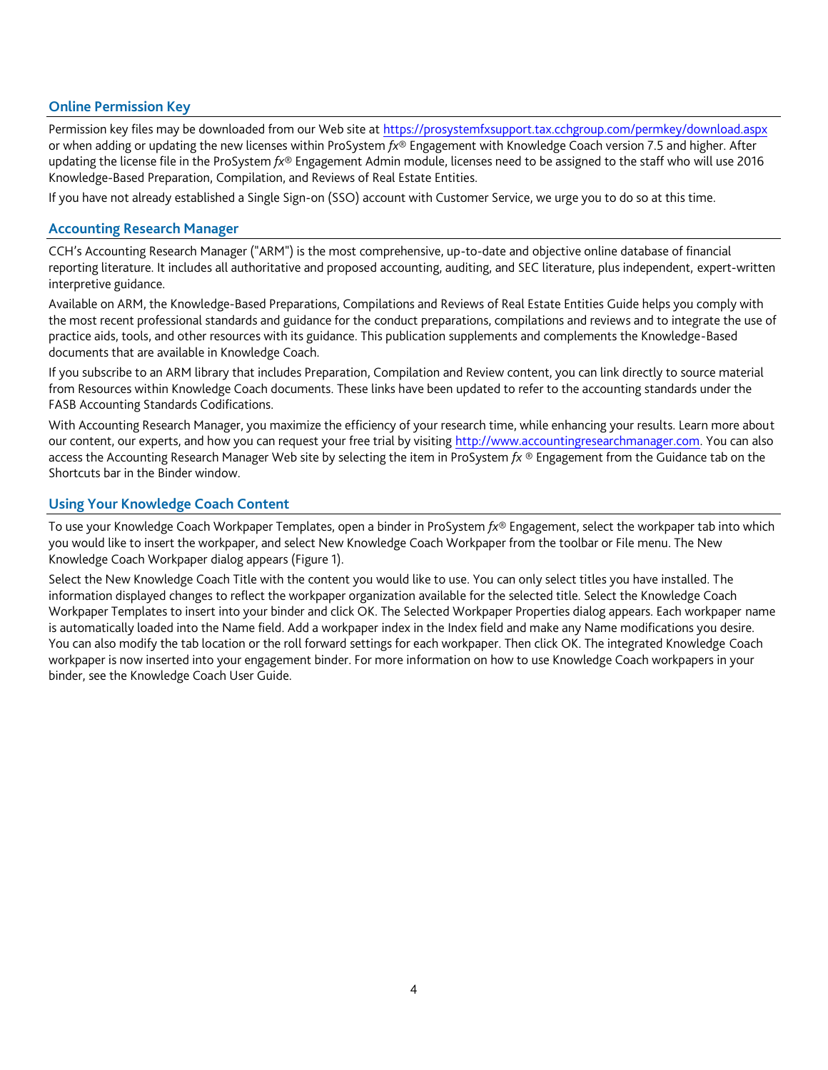## Online Permission Key

Permission key files may be downloaded from our Web site at https://prosystemfxsupport.tax.cchgroup.com/permkey/download.aspx or when adding or updating the new licenses within ProSystem *fx*® Engagement with Knowledge Coach version 7.5 and higher. After updating the license file in the ProSystem *fx*® Engagement Admin module, licenses need to be assigned to the staff who will use 2016 Knowledge-Based Preparation, Compilation, and Reviews of Real Estate Entities.

If you have not already established a Single Sign-on (SSO) account with Customer Service, we urge you to do so at this time.

## Accounting Research Manager

CCH's Accounting Research Manager ("ARM") is the most comprehensive, up-to-date and objective online database of financial reporting literature. It includes all authoritative and proposed accounting, auditing, and SEC literature, plus independent, expert-written interpretive guidance.

Available on ARM, the Knowledge-Based Preparations, Compilations and Reviews of Real Estate Entities Guide helps you comply with the most recent professional standards and guidance for the conduct preparations, compilations and reviews and to integrate the use of practice aids, tools, and other resources with its guidance. This publication supplements and complements the Knowledge-Based documents that are available in Knowledge Coach.

If you subscribe to an ARM library that includes Preparation, Compilation and Review content, you can link directly to source material from Resources within Knowledge Coach documents. These links have been updated to refer to the accounting standards under the FASB Accounting Standards Codifications.

With Accounting Research Manager, you maximize the efficiency of your research time, while enhancing your results. Learn more about our content, our experts, and how you can request your free trial by visiting http://www.accountingresearchmanager.com. You can also access the Accounting Research Manager Web site by selecting the item in ProSystem *fx* ® Engagement from the Guidance tab on the Shortcuts bar in the Binder window.

## Using Your Knowledge Coach Content

To use your Knowledge Coach Workpaper Templates, open a binder in ProSystem *fx*® Engagement, select the workpaper tab into which you would like to insert the workpaper, and select New Knowledge Coach Workpaper from the toolbar or File menu. The New Knowledge Coach Workpaper dialog appears (Figure 1).

Select the New Knowledge Coach Title with the content you would like to use. You can only select titles you have installed. The information displayed changes to reflect the workpaper organization available for the selected title. Select the Knowledge Coach Workpaper Templates to insert into your binder and click OK. The Selected Workpaper Properties dialog appears. Each workpaper name is automatically loaded into the Name field. Add a workpaper index in the Index field and make any Name modifications you desire. You can also modify the tab location or the roll forward settings for each workpaper. Then click OK. The integrated Knowledge Coach workpaper is now inserted into your engagement binder. For more information on how to use Knowledge Coach workpapers in your binder, see the Knowledge Coach User Guide.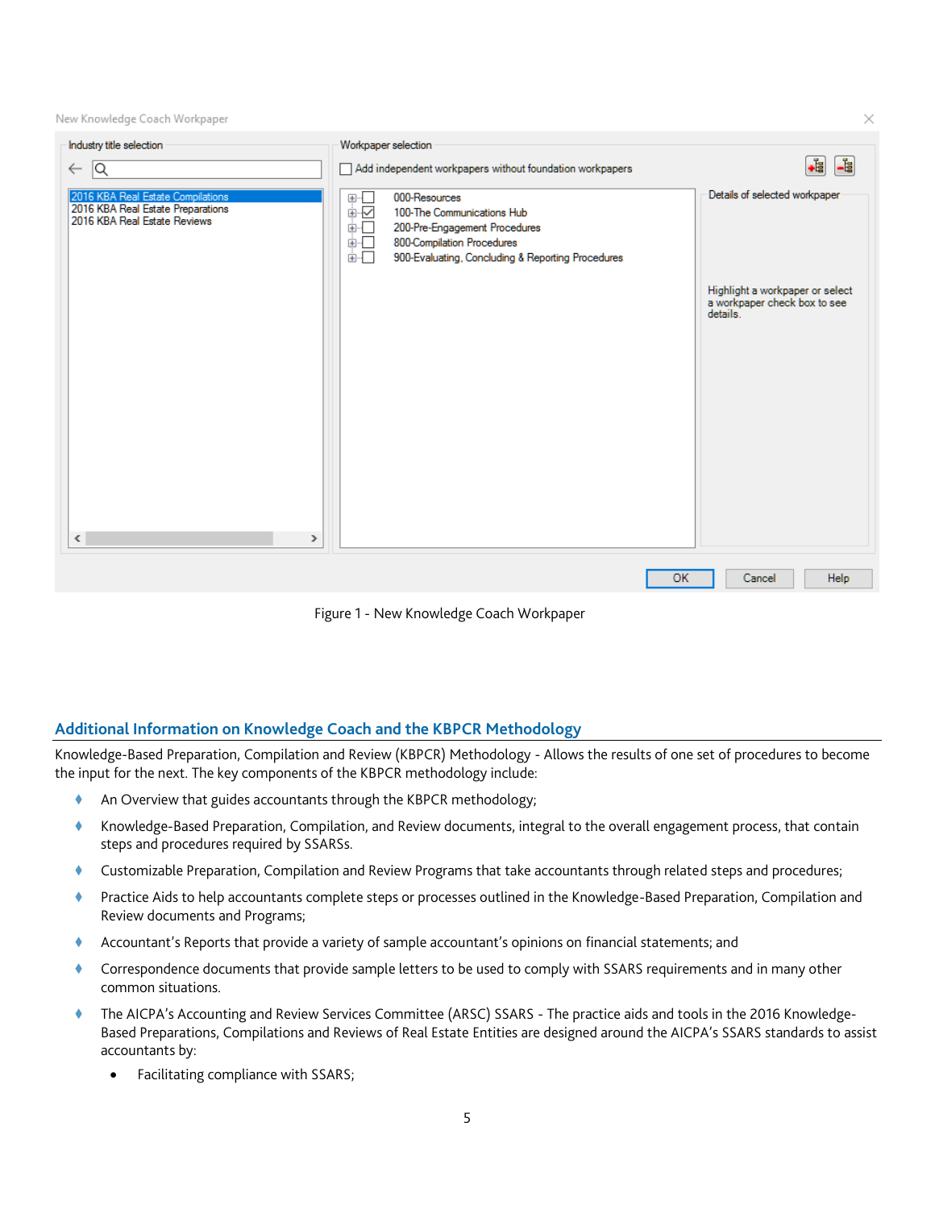Figure 1 - New Knowledge Coach Workpaper

## Additional Information on Knowledge Coach and the KBPCR Methodology

Knowledge-Based Preparation, Compilation and Review (KBPCR) Methodology - Allows the results of one set of procedures to become the input for the next. The key components of the KBPCR methodology include:

- An Overview that guides accountants through the KBPCR methodology;
- Knowledge-Based Preparation, Compilation, and Review documents, integral to the overall engagement process, that contain steps and procedures required by SSARSs.
- Customizable Preparation, Compilation and Review Programs that take accountants through related steps and procedures;
- Practice Aids to help accountants complete steps or processes outlined in the Knowledge-Based Preparation, Compilation and Review documents and Programs;
- Accountant's Reports that provide a variety of sample accountant's opinions on financial statements; and
- Correspondence documents that provide sample letters to be used to comply with SSARS requirements and in many other common situations.
- The AICPA's Accounting and Review Services Committee (ARSC) SSARS - The practice aids and tools in the 2016 Knowledge-Based Preparations, Compilations and Reviews of Real Estate Entities are designed around the AICPA's SSARS standards to assist accountants by:
  - Facilitating compliance with SSARS;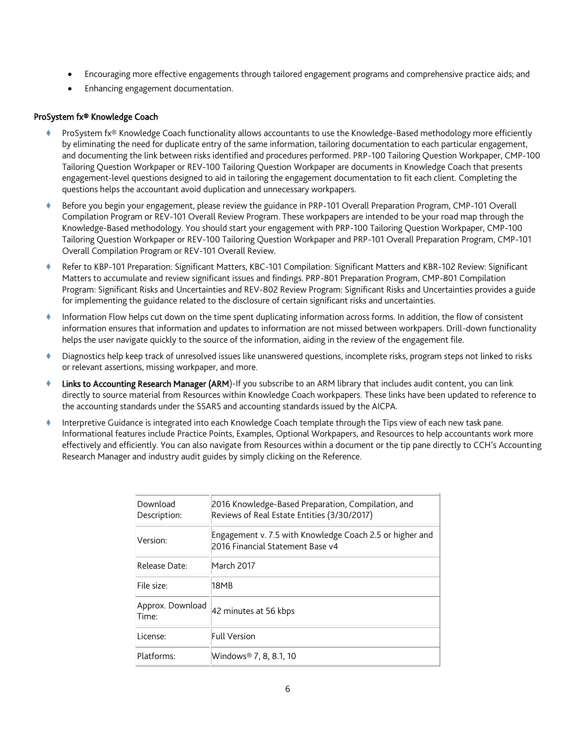- Encouraging more effective engagements through tailored engagement programs and comprehensive practice aids; and
- Enhancing engagement documentation.

**ProSystem fx® Knowledge Coach**

- ProSystem fx® Knowledge Coach functionality allows accountants to use the Knowledge-Based methodology more efficiently by eliminating the need for duplicate entry of the same information, tailoring documentation to each particular engagement, and documenting the link between risks identified and procedures performed. PRP-100 Tailoring Question Workpaper, CMP-100 Tailoring Question Workpaper or REV-100 Tailoring Question Workpaper are documents in Knowledge Coach that presents engagement-level questions designed to aid in tailoring the engagement documentation to fit each client. Completing the questions helps the accountant avoid duplication and unnecessary workpapers.
- Before you begin your engagement, please review the guidance in PRP-101 Overall Preparation Program, CMP-101 Overall Compilation Program or REV-101 Overall Review Program. These workpapers are intended to be your road map through the Knowledge-Based methodology. You should start your engagement with PRP-100 Tailoring Question Workpaper, CMP-100 Tailoring Question Workpaper or REV-100 Tailoring Question Workpaper and PRP-101 Overall Preparation Program, CMP-101 Overall Compilation Program or REV-101 Overall Review.
- Refer to KBP-101 Preparation: Significant Matters, KBC-101 Compilation: Significant Matters and KBR-102 Review: Significant Matters to accumulate and review significant issues and findings. PRP-801 Preparation Program, CMP-801 Compilation Program: Significant Risks and Uncertainties and REV-802 Review Program: Significant Risks and Uncertainties provides a guide for implementing the guidance related to the disclosure of certain significant risks and uncertainties.
- Information Flow helps cut down on the time spent duplicating information across forms. In addition, the flow of consistent information ensures that information and updates to information are not missed between workpapers. Drill-down functionality helps the user navigate quickly to the source of the information, aiding in the review of the engagement file.
- Diagnostics help keep track of unresolved issues like unanswered questions, incomplete risks, program steps not linked to risks or relevant assertions, missing workpaper, and more.
- Links to Accounting Research Manager (ARM)-If you subscribe to an ARM library that includes audit content, you can link directly to source material from Resources within Knowledge Coach workpapers. These links have been updated to reference to the accounting standards under the SSARS and accounting standards issued by the AICPA.
- Interpretive Guidance is integrated into each Knowledge Coach template through the Tips view of each new task pane. Informational features include Practice Points, Examples, Optional Workpapers, and Resources to help accountants work more effectively and efficiently. You can also navigate from Resources within a document or the tip pane directly to CCH's Accounting Research Manager and industry audit guides by simply clicking on the Reference.

| | |
|---|---|
| Download Description: | 2016 Knowledge-Based Preparation, Compilation, and Reviews of Real Estate Entities (3/30/2017) |
| Version: | Engagement v. 7.5 with Knowledge Coach 2.5 or higher and 2016 Financial Statement Base v4 |
| Release Date: | March 2017 |
| File size: | 18MB |
| Approx. Download Time: | 42 minutes at 56 kbps |
| License: | Full Version |
| Platforms: | Windows® 7, 8, 8.1, 10 |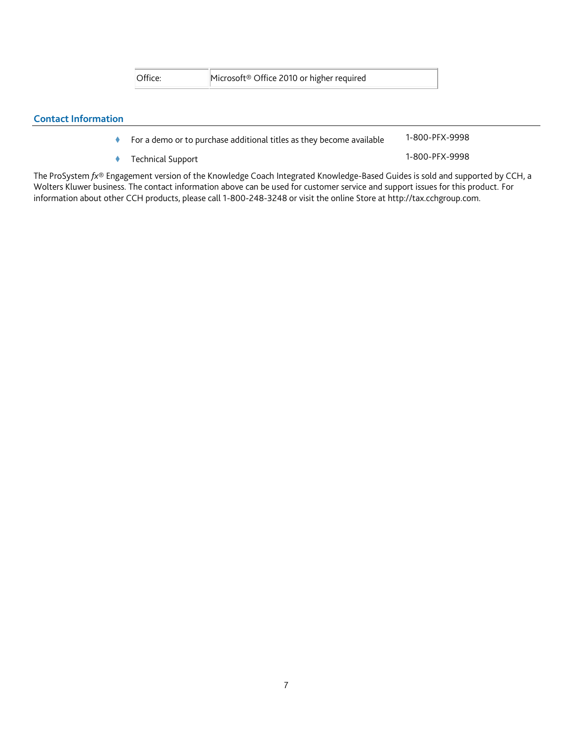| | |
|---|---|
| Office: | Microsoft® Office 2010 or higher required |

## Contact Information

- For a demo or to purchase additional titles as they become available 1-800-PFX-9998
- Technical Support 1-800-PFX-9998

The ProSystem *fx*® Engagement version of the Knowledge Coach Integrated Knowledge-Based Guides is sold and supported by CCH, a Wolters Kluwer business. The contact information above can be used for customer service and support issues for this product. For information about other CCH products, please call 1-800-248-3248 or visit the online Store at http://tax.cchgroup.com.